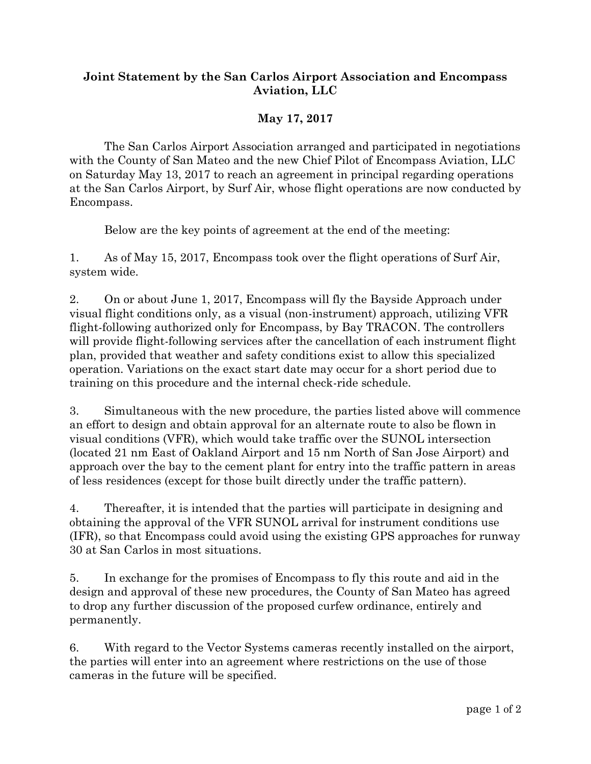**Joint Statement by the San Carlos Airport Association and Encompass Aviation, LLC**

**May 17, 2017**

The San Carlos Airport Association arranged and participated in negotiations with the County of San Mateo and the new Chief Pilot of Encompass Aviation, LLC on Saturday May 13, 2017 to reach an agreement in principal regarding operations at the San Carlos Airport, by Surf Air, whose flight operations are now conducted by Encompass.

Below are the key points of agreement at the end of the meeting:

1. As of May 15, 2017, Encompass took over the flight operations of Surf Air, system wide.

2. On or about June 1, 2017, Encompass will fly the Bayside Approach under visual flight conditions only, as a visual (non-instrument) approach, utilizing VFR flight-following authorized only for Encompass, by Bay TRACON. The controllers will provide flight-following services after the cancellation of each instrument flight plan, provided that weather and safety conditions exist to allow this specialized operation. Variations on the exact start date may occur for a short period due to training on this procedure and the internal check-ride schedule.

3. Simultaneous with the new procedure, the parties listed above will commence an effort to design and obtain approval for an alternate route to also be flown in visual conditions (VFR), which would take traffic over the SUNOL intersection (located 21 nm East of Oakland Airport and 15 nm North of San Jose Airport) and approach over the bay to the cement plant for entry into the traffic pattern in areas of less residences (except for those built directly under the traffic pattern).

4. Thereafter, it is intended that the parties will participate in designing and obtaining the approval of the VFR SUNOL arrival for instrument conditions use (IFR), so that Encompass could avoid using the existing GPS approaches for runway 30 at San Carlos in most situations.

5. In exchange for the promises of Encompass to fly this route and aid in the design and approval of these new procedures, the County of San Mateo has agreed to drop any further discussion of the proposed curfew ordinance, entirely and permanently.

6. With regard to the Vector Systems cameras recently installed on the airport, the parties will enter into an agreement where restrictions on the use of those cameras in the future will be specified.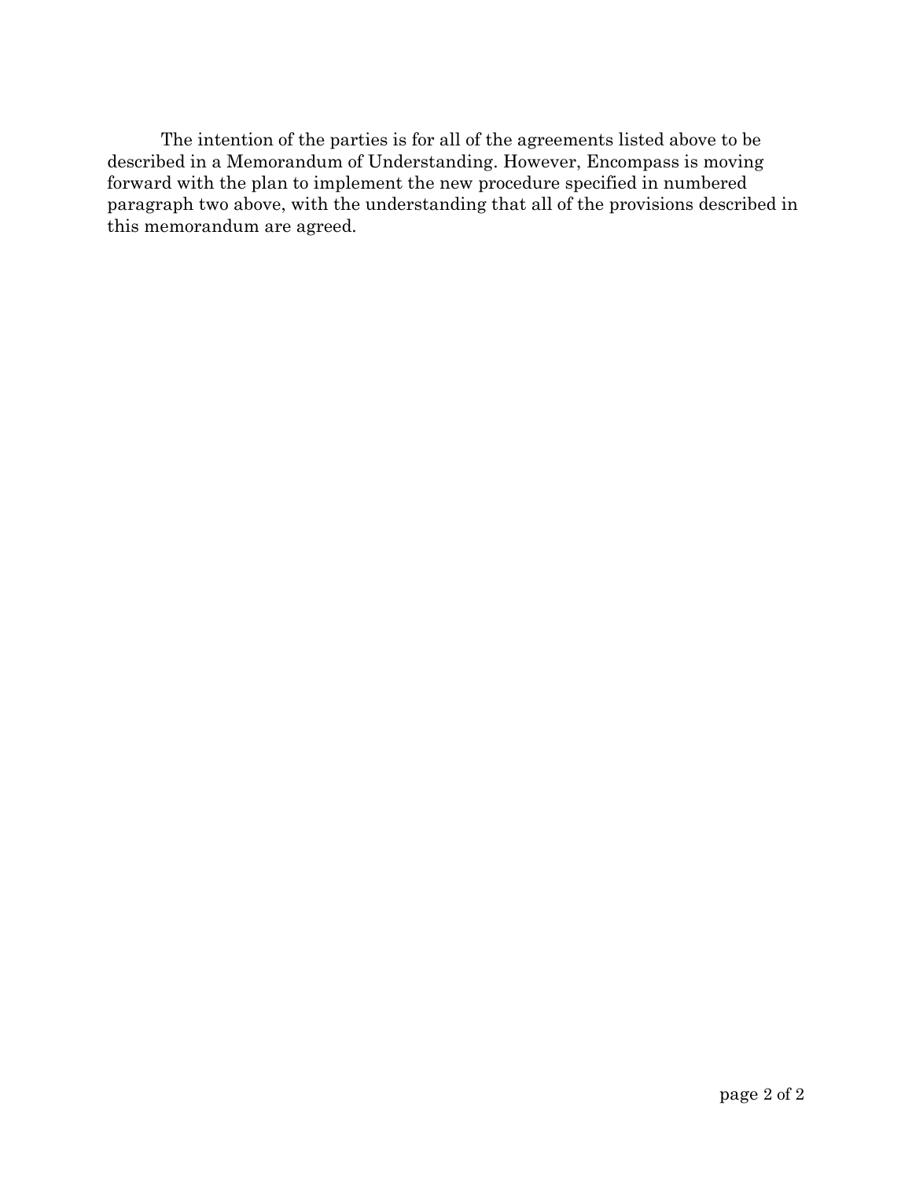The intention of the parties is for all of the agreements listed above to be described in a Memorandum of Understanding. However, Encompass is moving forward with the plan to implement the new procedure specified in numbered paragraph two above, with the understanding that all of the provisions described in this memorandum are agreed.